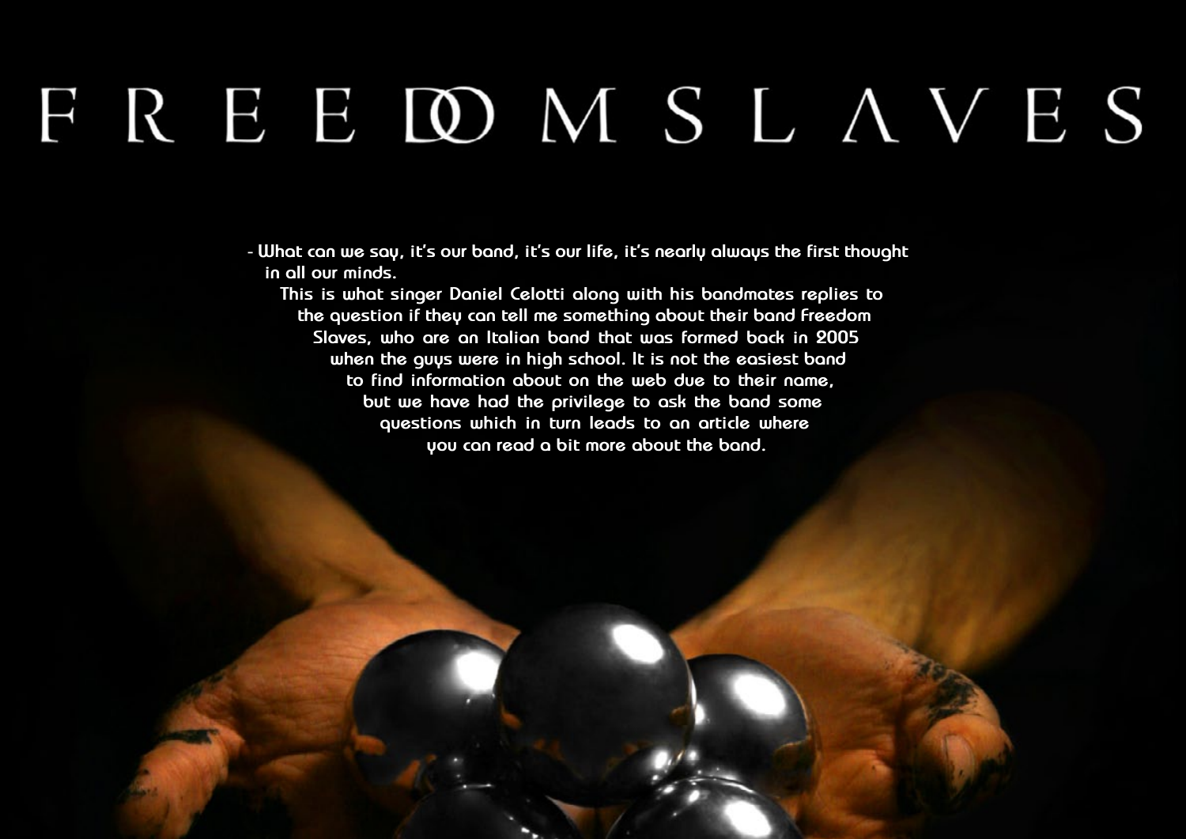# FREEDOM SLAVES

- What can we say, it's our band, it's our life, it's nearly always the first thought in all our minds.

This is what singer Daniel Celotti along with his bandmates replies to the question if they can tell me something about their band Freedom Slaves, who are an Italian band that was formed back in 2005 when the guys were in high school. It is not the easiest band to find information about on the web due to their name, but we have had the privilege to ask the band some questions which in turn leads to an article where you can read a bit more about the band.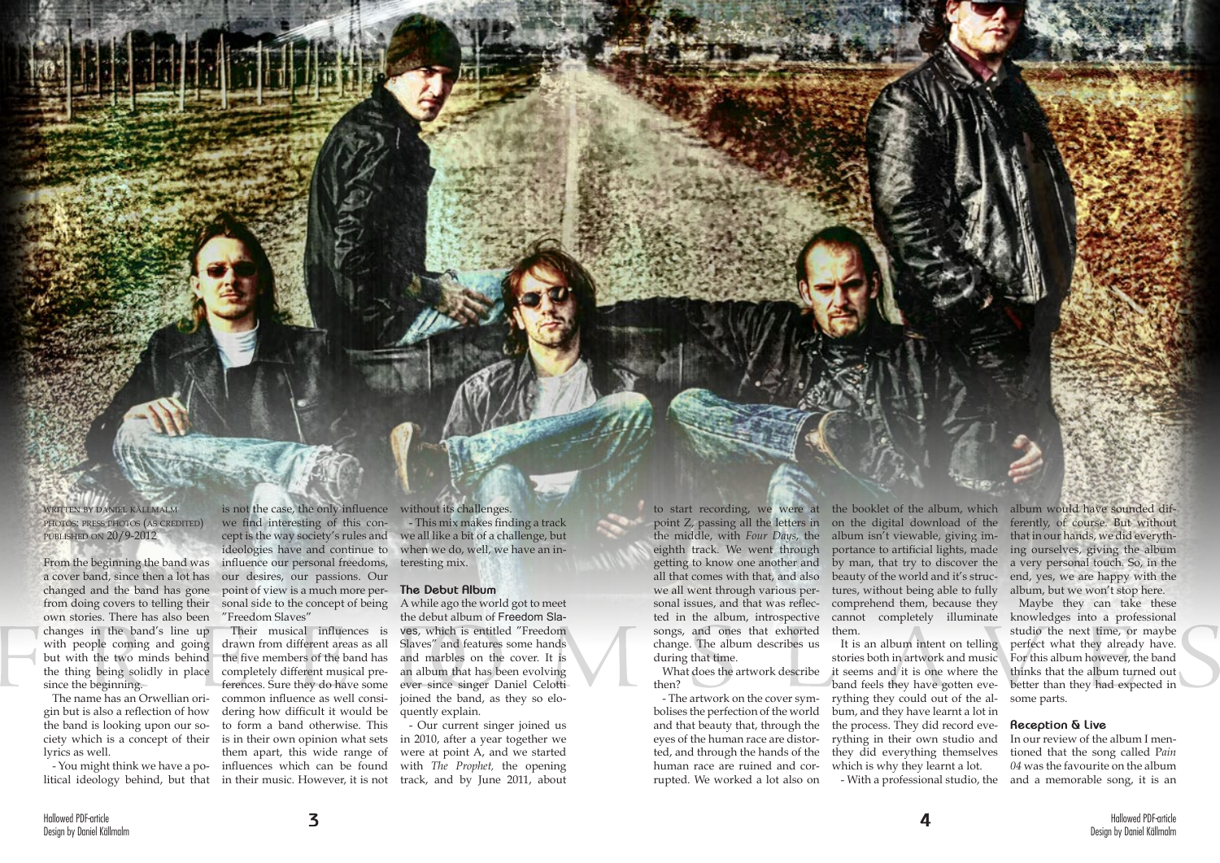Written by Daniel Källmalm
Photos: Press photos (as credited)
Published on 20/9-2012

From the beginning the band was a cover band, since then a lot has changed and the band has gone from doing covers to telling their own stories. There has also been changes in the band's line up with people coming and going but with the two minds behind the thing being solidly in place since the beginning.

The name has an Orwellian origin but is also a reflection of how the band is looking upon our society which is a concept of their lyrics as well.

- You might think we have a political ideology behind, but that is not the case, the only influence we find interesting of this concept is the way society's rules and ideologies have and continue to influence our personal freedoms, our desires, our passions. Our point of view is a much more personal side to the concept of being "Freedom Slaves"

Their musical influences is drawn from different areas as all the five members of the band has completely different musical preferences. Sure they do have some common influence as well considering how difficult it would be to form a band otherwise. This is in their own opinion what sets them apart, this wide range of influences which can be found in their music. However, it is not without its challenges.

- This mix makes finding a track we all like a bit of a challenge, but when we do, well, we have an interesting mix.

## The Debut Album

A while ago the world got to meet the debut album of Freedom Slaves, which is entitled "Freedom Slaves" and features some hands and marbles on the cover. It is an album that has been evolving ever since singer Daniel Celotti joined the band, as they so eloquently explain.

- Our current singer joined us in 2010, after a year together we were at point A, and we started with *The Prophet,* the opening track, and by June 2011, about to start recording, we were at point Z, passing all the letters in the middle, with *Four Days,* the eighth track. We went through getting to know one another and all that comes with that, and also we all went through various personal issues, and that was reflected in the album, introspective songs, and ones that exhorted change. The album describes us during that time.

What does the artwork describe then?

- The artwork on the cover symbolises the perfection of the world and that beauty that, through the eyes of the human race are distorted, and through the hands of the human race are ruined and corrupted. We worked a lot also on the booklet of the album, which on the digital download of the album isn't viewable, giving importance to artificial lights, made by man, that try to discover the beauty of the world and it's structures, without being able to fully comprehend them, because they cannot completely illuminate them.

It is an album intent on telling stories both in artwork and music it seems and it is one where the band feels they have gotten everything they could out of the album, and they have learnt a lot in the process. They did record everything in their own studio and they did everything themselves which is why they learnt a lot.

- With a professional studio, the album would have sounded differently, of course. But without that in our hands, we did everything ourselves, giving the album a very personal touch. So, in the end, yes, we are happy with the album, but we won't stop here.

Maybe they can take these knowledges into a professional studio the next time, or maybe perfect what they already have. For this album however, the band thinks that the album turned out better than they had expected in some parts.

## Reception & Live

In our review of the album I mentioned that the song called *Pain 04* was the favourite on the album and a memorable song, it is an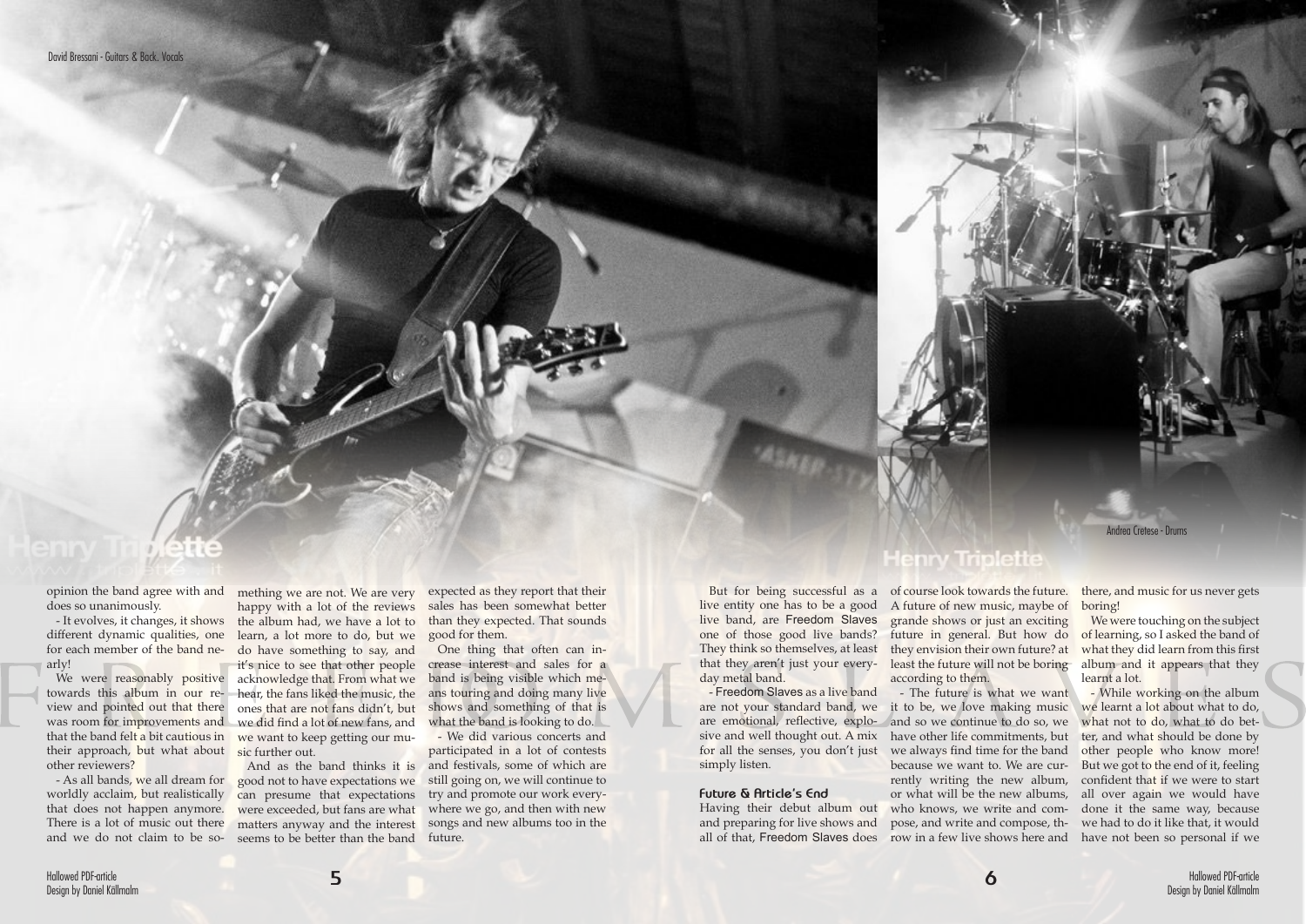David Bressani - Guitars & Back. Vocals

Andrea Cretese - Drums

opinion the band agree with and does so unanimously.

- It evolves, it changes, it shows different dynamic qualities, one for each member of the band nearly!

We were reasonably positive towards this album in our review and pointed out that there was room for improvements and that the band felt a bit cautious in their approach, but what about other reviewers?

- As all bands, we all dream for worldly acclaim, but realistically that does not happen anymore. There is a lot of music out there and we do not claim to be something we are not. We are very happy with a lot of the reviews the album had, we have a lot to learn, a lot more to do, but we do have something to say, and it's nice to see that other people acknowledge that. From what we hear, the fans liked the music, the ones that are not fans didn't, but we did find a lot of new fans, and we want to keep getting our music further out.

And as the band thinks it is good not to have expectations we can presume that expectations were exceeded, but fans are what matters anyway and the interest seems to be better than the band expected as they report that their sales has been somewhat better than they expected. That sounds good for them.

One thing that often can increase interest and sales for a band is being visible which means touring and doing many live shows and something of that is what the band is looking to do.

- We did various concerts and participated in a lot of contests and festivals, some of which are still going on, we will continue to try and promote our work everywhere we go, and then with new songs and new albums too in the future.

But for being successful as a live entity one has to be a good live band, are Freedom Slaves one of those good live bands? They think so themselves, at least that they aren't just your everyday metal band.

- Freedom Slaves as a live band are not your standard band, we are emotional, reflective, explosive and well thought out. A mix for all the senses, you don't just simply listen.

### Future & Article's End

Having their debut album out and preparing for live shows and all of that, Freedom Slaves does of course look towards the future. A future of new music, maybe of grande shows or just an exciting future in general. But how do they envision their own future? at least the future will not be boring according to them.

- The future is what we want it to be, we love making music and so we continue to do so, we have other life commitments, but we always find time for the band because we want to. We are currently writing the new album, or what will be the new albums, who knows, we write and compose, and write and compose, throw in a few live shows here and there, and music for us never gets boring!

We were touching on the subject of learning, so I asked the band of what they did learn from this first album and it appears that they learnt a lot.

- While working on the album we learnt a lot about what to do, what not to do, what to do better, and what should be done by other people who know more! But we got to the end of it, feeling confident that if we were to start all over again we would have done it the same way, because we had to do it like that, it would have not been so personal if we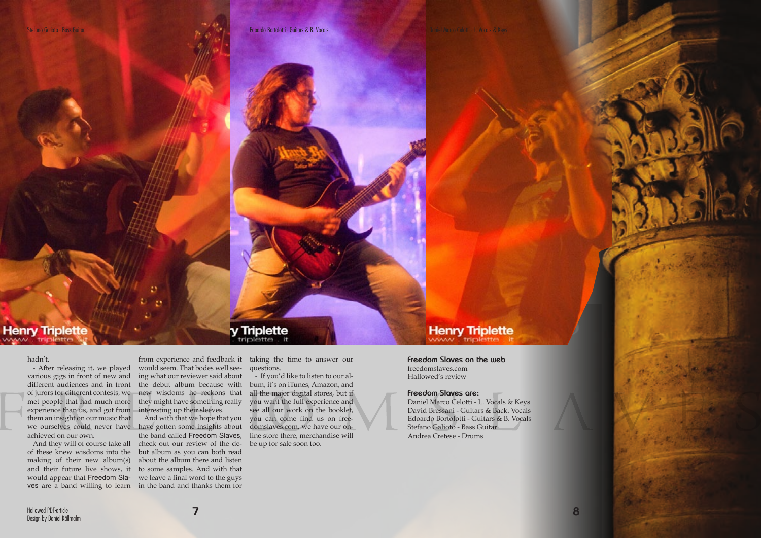Stefano Galioto - Bass Guitar

Edoardo Bortolotti - Guitars & B. Vocals

Daniel Marco Celotti - L. Vocals & Keys

hadn't.

- After releasing it, we played various gigs in front of new and different audiences and in front of jurors for different contests, we met people that had much more experience than us, and got from them an insight on our music that we ourselves could never have achieved on our own.

And they will of course take all of these knew wisdoms into the making of their new album(s) and their future live shows, it would appear that Freedom Slaves are a band willing to learn from experience and feedback it would seem. That bodes well seeing what our reviewer said about the debut album because with new wisdoms he reckons that they might have something really interesting up their sleeves.

And with that we hope that you have gotten some insights about the band called Freedom Slaves, check out our review of the debut album as you can both read about the album there and listen to some samples. And with that we leave a final word to the guys in the band and thanks them for taking the time to answer our questions.

- If you'd like to listen to our album, it's on iTunes, Amazon, and all the major digital stores, but if you want the full experience and see all our work on the booklet, you can come find us on freedomslaves.com, we have our online store there, merchandise will be up for sale soon too.

### Freedom Slaves on the web

freedomslaves.com
Hallowed's review

### Freedom Slaves are:

Daniel Marco Celotti - L. Vocals & Keys
David Bressani - Guitars & Back. Vocals
Edoardo Bortolotti - Guitars & B. Vocals
Stefano Galioto - Bass Guitar
Andrea Cretese - Drums

Hallowed PDF-article
Design by Daniel Källmalm